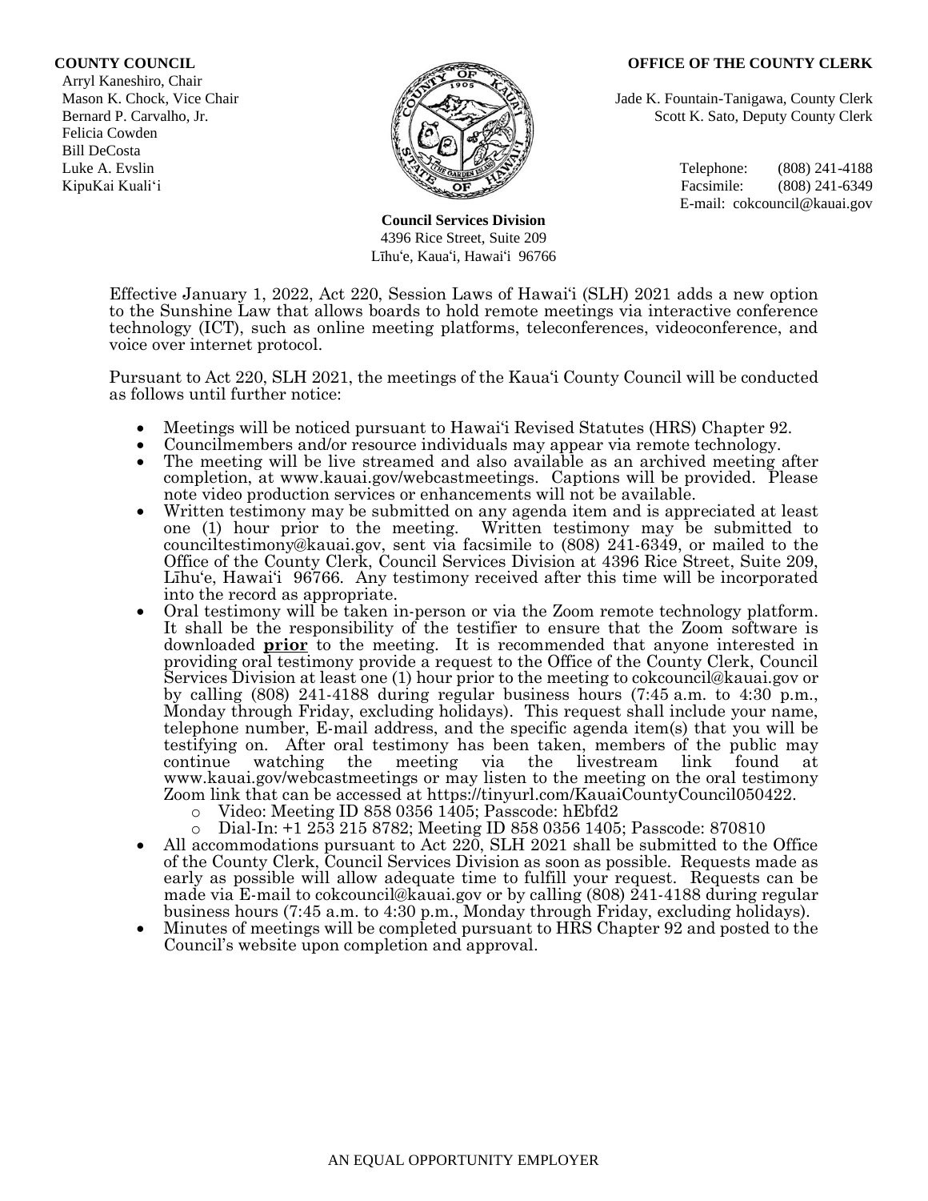**COUNTY COUNCIL**

Arryl Kaneshiro, Chair
Mason K. Chock, Vice Chair
Bernard P. Carvalho, Jr.
Felicia Cowden
Bill DeCosta
Luke A. Evslin
KipuKai Kuali'i

**OFFICE OF THE COUNTY CLERK**

Jade K. Fountain-Tanigawa, County Clerk
Scott K. Sato, Deputy County Clerk

Telephone: (808) 241-4188
Facsimile: (808) 241-6349
E-mail: cokcouncil@kauai.gov

**Council Services Division**
4396 Rice Street, Suite 209
Līhu'e, Kaua'i, Hawai'i 96766

Effective January 1, 2022, Act 220, Session Laws of Hawai'i (SLH) 2021 adds a new option to the Sunshine Law that allows boards to hold remote meetings via interactive conference technology (ICT), such as online meeting platforms, teleconferences, videoconference, and voice over internet protocol.

Pursuant to Act 220, SLH 2021, the meetings of the Kaua'i County Council will be conducted as follows until further notice:

- Meetings will be noticed pursuant to Hawai'i Revised Statutes (HRS) Chapter 92.
- Councilmembers and/or resource individuals may appear via remote technology.
- The meeting will be live streamed and also available as an archived meeting after completion, at www.kauai.gov/webcastmeetings. Captions will be provided. Please note video production services or enhancements will not be available.
- Written testimony may be submitted on any agenda item and is appreciated at least one (1) hour prior to the meeting. Written testimony may be submitted to counciltestimony@kauai.gov, sent via facsimile to (808) 241-6349, or mailed to the Office of the County Clerk, Council Services Division at 4396 Rice Street, Suite 209, Līhu'e, Hawai'i 96766. Any testimony received after this time will be incorporated into the record as appropriate.
- Oral testimony will be taken in-person or via the Zoom remote technology platform. It shall be the responsibility of the testifier to ensure that the Zoom software is downloaded **prior** to the meeting. It is recommended that anyone interested in providing oral testimony provide a request to the Office of the County Clerk, Council Services Division at least one (1) hour prior to the meeting to cokcouncil@kauai.gov or by calling (808) 241-4188 during regular business hours (7:45 a.m. to 4:30 p.m., Monday through Friday, excluding holidays). This request shall include your name, telephone number, E-mail address, and the specific agenda item(s) that you will be testifying on. After oral testimony has been taken, members of the public may continue watching the meeting via the livestream link found at www.kauai.gov/webcastmeetings or may listen to the meeting on the oral testimony Zoom link that can be accessed at https://tinyurl.com/KauaiCountyCouncil050422.
  - Video: Meeting ID 858 0356 1405; Passcode: hEbfd2
  - Dial-In: +1 253 215 8782; Meeting ID 858 0356 1405; Passcode: 870810
- All accommodations pursuant to Act 220, SLH 2021 shall be submitted to the Office of the County Clerk, Council Services Division as soon as possible. Requests made as early as possible will allow adequate time to fulfill your request. Requests can be made via E-mail to cokcouncil@kauai.gov or by calling (808) 241-4188 during regular business hours (7:45 a.m. to 4:30 p.m., Monday through Friday, excluding holidays).
- Minutes of meetings will be completed pursuant to HRS Chapter 92 and posted to the Council's website upon completion and approval.

AN EQUAL OPPORTUNITY EMPLOYER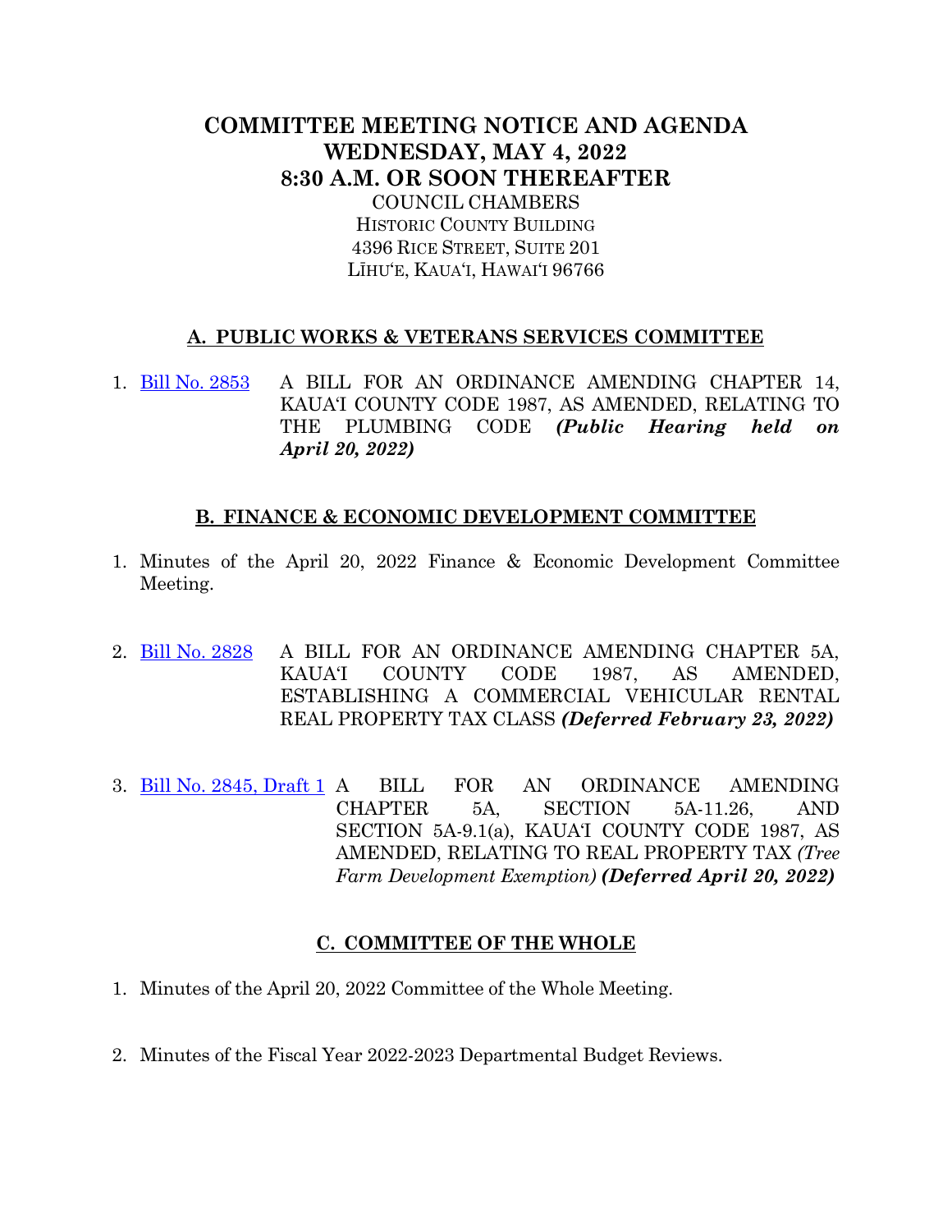# COMMITTEE MEETING NOTICE AND AGENDA
# WEDNESDAY, MAY 4, 2022
# 8:30 A.M. OR SOON THEREAFTER

COUNCIL CHAMBERS
HISTORIC COUNTY BUILDING
4396 RICE STREET, SUITE 201
LĪHUʻE, KAUAʻI, HAWAIʻI 96766

## A. PUBLIC WORKS & VETERANS SERVICES COMMITTEE

1. Bill No. 2853 A BILL FOR AN ORDINANCE AMENDING CHAPTER 14, KAUAʻI COUNTY CODE 1987, AS AMENDED, RELATING TO THE PLUMBING CODE ***(Public Hearing held on April 20, 2022)***

## B. FINANCE & ECONOMIC DEVELOPMENT COMMITTEE

1. Minutes of the April 20, 2022 Finance & Economic Development Committee Meeting.

2. Bill No. 2828 A BILL FOR AN ORDINANCE AMENDING CHAPTER 5A, KAUAʻI COUNTY CODE 1987, AS AMENDED, ESTABLISHING A COMMERCIAL VEHICULAR RENTAL REAL PROPERTY TAX CLASS ***(Deferred February 23, 2022)***

3. Bill No. 2845, Draft 1 A BILL FOR AN ORDINANCE AMENDING CHAPTER 5A, SECTION 5A-11.26, AND SECTION 5A-9.1(a), KAUAʻI COUNTY CODE 1987, AS AMENDED, RELATING TO REAL PROPERTY TAX *(Tree Farm Development Exemption)* ***(Deferred April 20, 2022)***

## C. COMMITTEE OF THE WHOLE

1. Minutes of the April 20, 2022 Committee of the Whole Meeting.

2. Minutes of the Fiscal Year 2022-2023 Departmental Budget Reviews.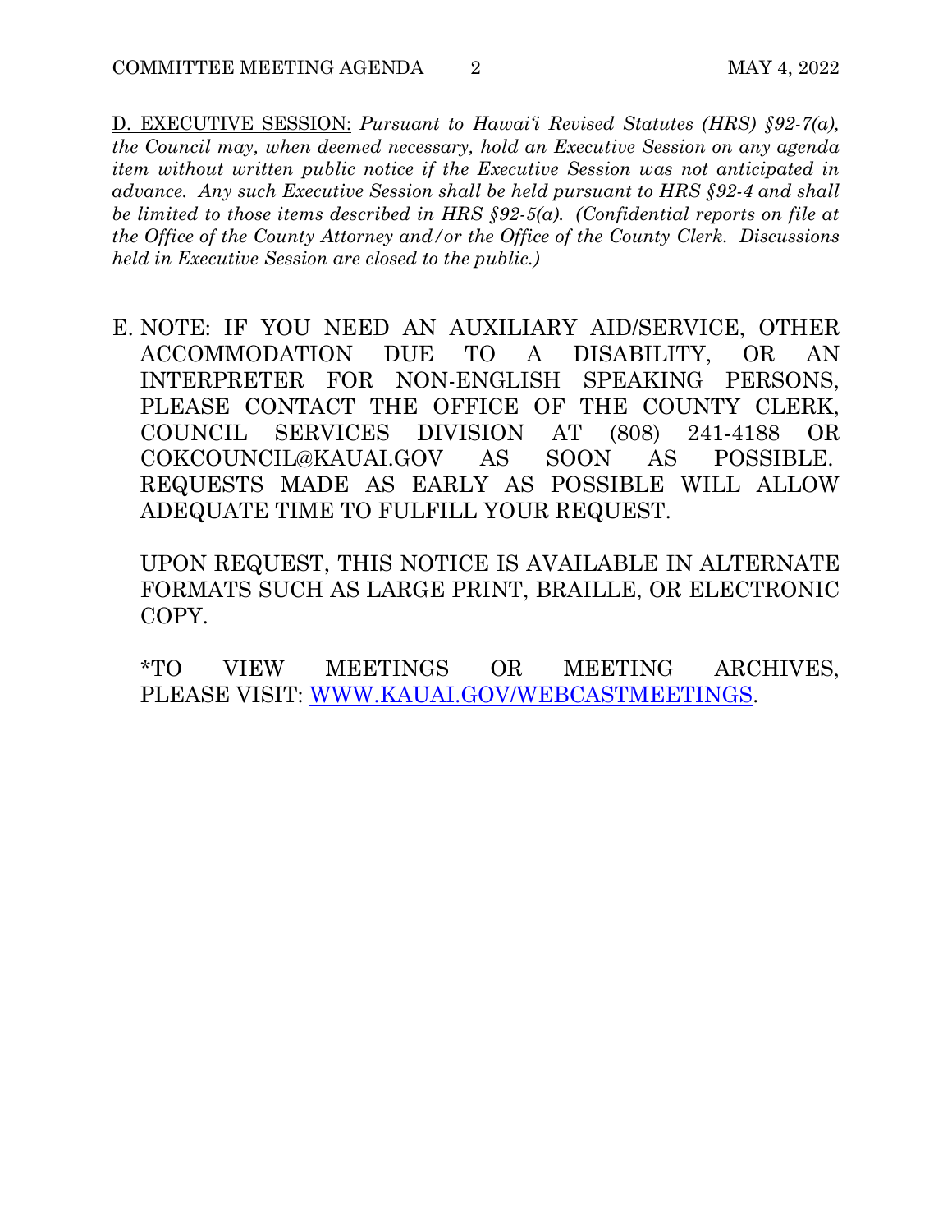<u>D. EXECUTIVE SESSION:</u> *Pursuant to Hawai'i Revised Statutes (HRS) §92-7(a), the Council may, when deemed necessary, hold an Executive Session on any agenda item without written public notice if the Executive Session was not anticipated in advance. Any such Executive Session shall be held pursuant to HRS §92-4 and shall be limited to those items described in HRS §92-5(a). (Confidential reports on file at the Office of the County Attorney and/or the Office of the County Clerk. Discussions held in Executive Session are closed to the public.)*

E. NOTE: IF YOU NEED AN AUXILIARY AID/SERVICE, OTHER ACCOMMODATION DUE TO A DISABILITY, OR AN INTERPRETER FOR NON-ENGLISH SPEAKING PERSONS, PLEASE CONTACT THE OFFICE OF THE COUNTY CLERK, COUNCIL SERVICES DIVISION AT (808) 241-4188 OR COKCOUNCIL@KAUAI.GOV AS SOON AS POSSIBLE. REQUESTS MADE AS EARLY AS POSSIBLE WILL ALLOW ADEQUATE TIME TO FULFILL YOUR REQUEST.

UPON REQUEST, THIS NOTICE IS AVAILABLE IN ALTERNATE FORMATS SUCH AS LARGE PRINT, BRAILLE, OR ELECTRONIC COPY.

*TO VIEW MEETINGS OR MEETING ARCHIVES, PLEASE VISIT: [WWW.KAUAI.GOV/WEBCASTMEETINGS](http://WWW.KAUAI.GOV/WEBCASTMEETINGS).